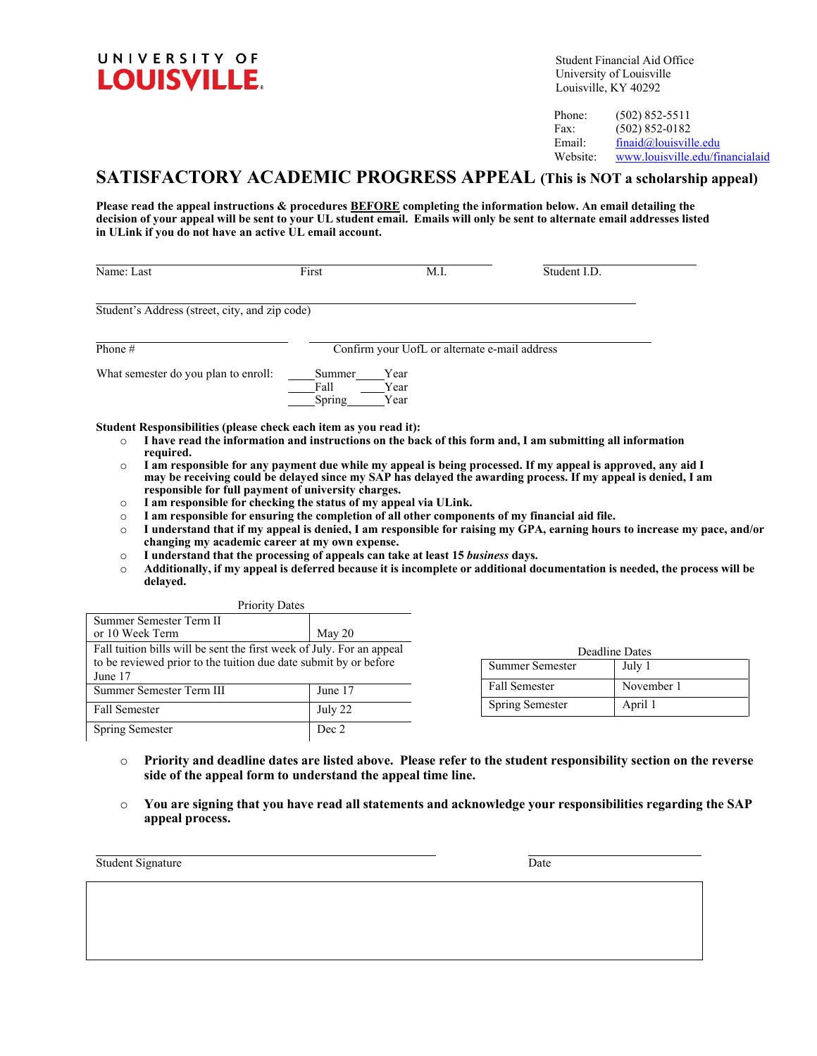**UNIVERSITY OF LOUISVILLE**

Student Financial Aid Office
University of Louisville
Louisville, KY 40292

Phone: (502) 852-5511
Fax: (502) 852-0182
Email: finaid@louisville.edu
Website: www.louisville.edu/financialaid

# SATISFACTORY ACADEMIC PROGRESS APPEAL (This is NOT a scholarship appeal)

**Please read the appeal instructions & procedures BEFORE completing the information below. An email detailing the decision of your appeal will be sent to your UL student email. Emails will only be sent to alternate email addresses listed in ULink if you do not have an active UL email account.**

Name: Last ____________ First ____________ M.I. ____ Student I.D. ____________

Student's Address (street, city, and zip code) ______________________________

Phone # ____________ Confirm your UofL or alternate e-mail address ____________

What semester do you plan to enroll: ____Summer____Year
____Fall ____Year
____Spring______Year

**Student Responsibilities (please check each item as you read it):**

- **I have read the information and instructions on the back of this form and, I am submitting all information required.**
- **I am responsible for any payment due while my appeal is being processed. If my appeal is approved, any aid I may be receiving could be delayed since my SAP has delayed the awarding process. If my appeal is denied, I am responsible for full payment of university charges.**
- **I am responsible for checking the status of my appeal via ULink.**
- **I am responsible for ensuring the completion of all other components of my financial aid file.**
- **I understand that if my appeal is denied, I am responsible for raising my GPA, earning hours to increase my pace, and/or changing my academic career at my own expense.**
- **I understand that the processing of appeals can take at least 15 *business* days.**
- **Additionally, if my appeal is deferred because it is incomplete or additional documentation is needed, the process will be delayed.**

Priority Dates

| Term | Date |
|---|---|
| Summer Semester Term II or 10 Week Term | May 20 |
| Fall tuition bills will be sent the first week of July. For an appeal to be reviewed prior to the tuition due date submit by or before June 17 | |
| Summer Semester Term III | June 17 |
| Fall Semester | July 22 |
| Spring Semester | Dec 2 |

Deadline Dates

| Term | Date |
|---|---|
| Summer Semester | July 1 |
| Fall Semester | November 1 |
| Spring Semester | April 1 |

- **Priority and deadline dates are listed above. Please refer to the student responsibility section on the reverse side of the appeal form to understand the appeal time line.**
- **You are signing that you have read all statements and acknowledge your responsibilities regarding the SAP appeal process.**

Student Signature ______________________________ Date ____________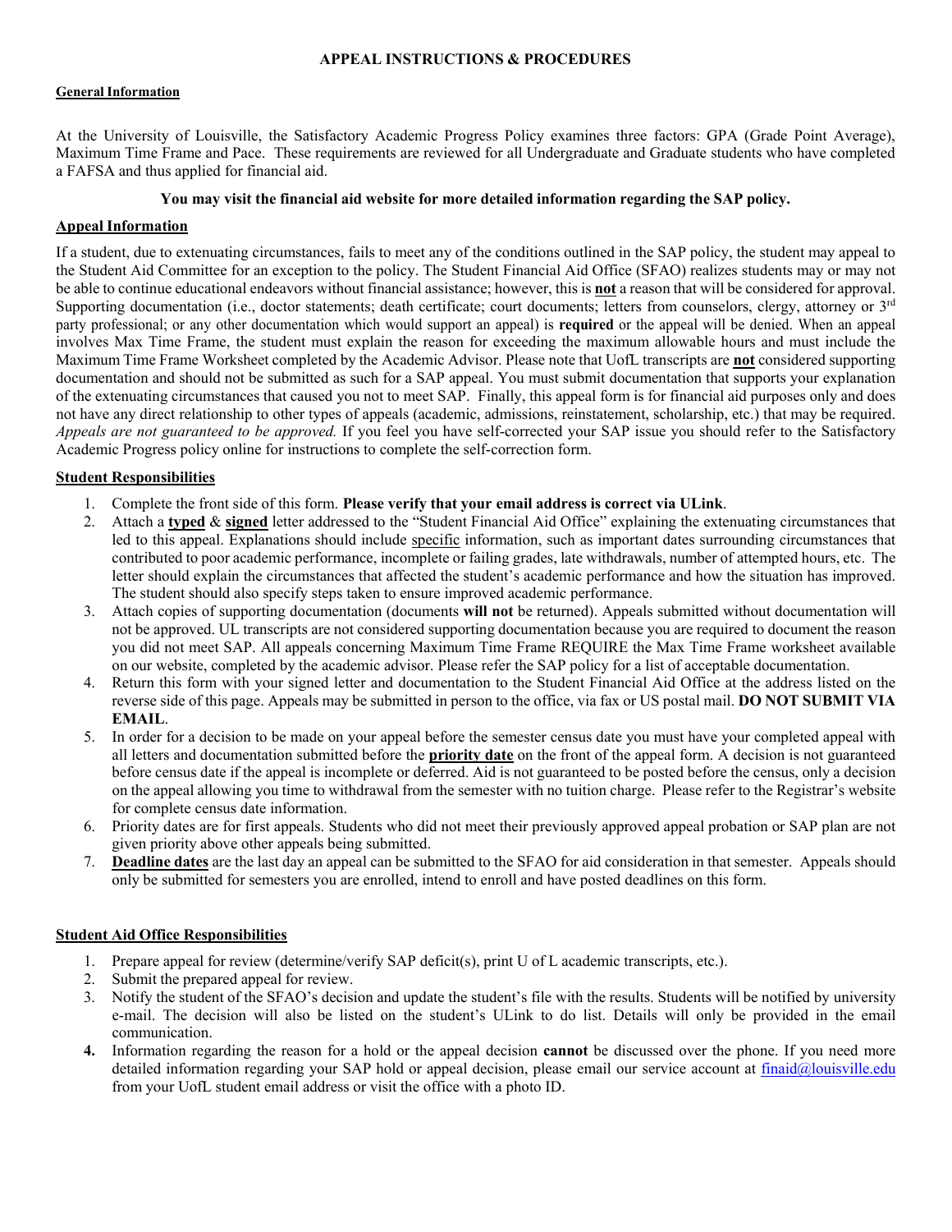# APPEAL INSTRUCTIONS & PROCEDURES

## General Information

At the University of Louisville, the Satisfactory Academic Progress Policy examines three factors: GPA (Grade Point Average), Maximum Time Frame and Pace. These requirements are reviewed for all Undergraduate and Graduate students who have completed a FAFSA and thus applied for financial aid.

**You may visit the financial aid website for more detailed information regarding the SAP policy.**

## Appeal Information

If a student, due to extenuating circumstances, fails to meet any of the conditions outlined in the SAP policy, the student may appeal to the Student Aid Committee for an exception to the policy. The Student Financial Aid Office (SFAO) realizes students may or may not be able to continue educational endeavors without financial assistance; however, this is **not** a reason that will be considered for approval. Supporting documentation (i.e., doctor statements; death certificate; court documents; letters from counselors, clergy, attorney or 3rd party professional; or any other documentation which would support an appeal) is **required** or the appeal will be denied. When an appeal involves Max Time Frame, the student must explain the reason for exceeding the maximum allowable hours and must include the Maximum Time Frame Worksheet completed by the Academic Advisor. Please note that UofL transcripts are **not** considered supporting documentation and should not be submitted as such for a SAP appeal. You must submit documentation that supports your explanation of the extenuating circumstances that caused you not to meet SAP. Finally, this appeal form is for financial aid purposes only and does not have any direct relationship to other types of appeals (academic, admissions, reinstatement, scholarship, etc.) that may be required. *Appeals are not guaranteed to be approved.* If you feel you have self-corrected your SAP issue you should refer to the Satisfactory Academic Progress policy online for instructions to complete the self-correction form.

## Student Responsibilities

1. Complete the front side of this form. **Please verify that your email address is correct via ULink**.
2. Attach a **typed** & **signed** letter addressed to the "Student Financial Aid Office" explaining the extenuating circumstances that led to this appeal. Explanations should include specific information, such as important dates surrounding circumstances that contributed to poor academic performance, incomplete or failing grades, late withdrawals, number of attempted hours, etc. The letter should explain the circumstances that affected the student's academic performance and how the situation has improved. The student should also specify steps taken to ensure improved academic performance.
3. Attach copies of supporting documentation (documents **will not** be returned). Appeals submitted without documentation will not be approved. UL transcripts are not considered supporting documentation because you are required to document the reason you did not meet SAP. All appeals concerning Maximum Time Frame REQUIRE the Max Time Frame worksheet available on our website, completed by the academic advisor. Please refer the SAP policy for a list of acceptable documentation.
4. Return this form with your signed letter and documentation to the Student Financial Aid Office at the address listed on the reverse side of this page. Appeals may be submitted in person to the office, via fax or US postal mail. **DO NOT SUBMIT VIA EMAIL**.
5. In order for a decision to be made on your appeal before the semester census date you must have your completed appeal with all letters and documentation submitted before the **priority date** on the front of the appeal form. A decision is not guaranteed before census date if the appeal is incomplete or deferred. Aid is not guaranteed to be posted before the census, only a decision on the appeal allowing you time to withdrawal from the semester with no tuition charge. Please refer to the Registrar's website for complete census date information.
6. Priority dates are for first appeals. Students who did not meet their previously approved appeal probation or SAP plan are not given priority above other appeals being submitted.
7. **Deadline dates** are the last day an appeal can be submitted to the SFAO for aid consideration in that semester. Appeals should only be submitted for semesters you are enrolled, intend to enroll and have posted deadlines on this form.

## Student Aid Office Responsibilities

1. Prepare appeal for review (determine/verify SAP deficit(s), print U of L academic transcripts, etc.).
2. Submit the prepared appeal for review.
3. Notify the student of the SFAO's decision and update the student's file with the results. Students will be notified by university e-mail. The decision will also be listed on the student's ULink to do list. Details will only be provided in the email communication.
4. Information regarding the reason for a hold or the appeal decision **cannot** be discussed over the phone. If you need more detailed information regarding your SAP hold or appeal decision, please email our service account at finaid@louisville.edu from your UofL student email address or visit the office with a photo ID.